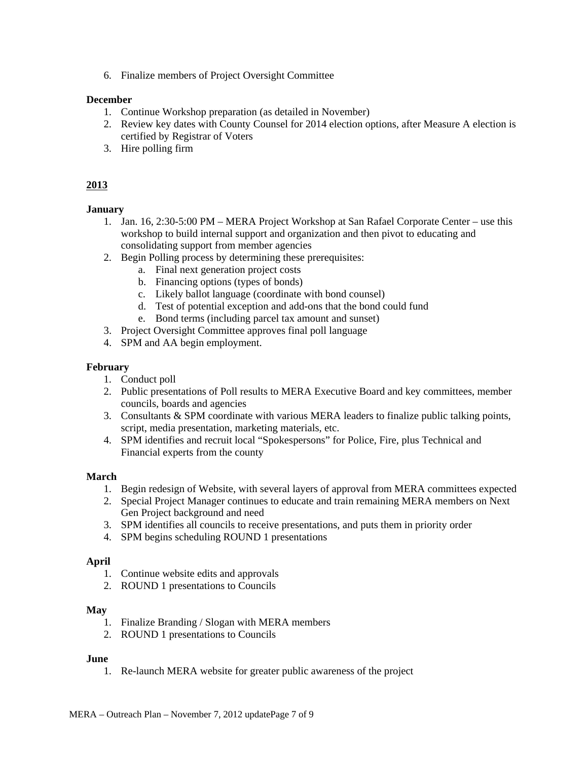6. Finalize members of Project Oversight Committee

**December**

1. Continue Workshop preparation (as detailed in November)
2. Review key dates with County Counsel for 2014 election options, after Measure A election is certified by Registrar of Voters
3. Hire polling firm

## 2013

**January**

1. Jan. 16, 2:30-5:00 PM – MERA Project Workshop at San Rafael Corporate Center – use this workshop to build internal support and organization and then pivot to educating and consolidating support from member agencies
2. Begin Polling process by determining these prerequisites:
   a. Final next generation project costs
   b. Financing options (types of bonds)
   c. Likely ballot language (coordinate with bond counsel)
   d. Test of potential exception and add-ons that the bond could fund
   e. Bond terms (including parcel tax amount and sunset)
3. Project Oversight Committee approves final poll language
4. SPM and AA begin employment.

**February**

1. Conduct poll
2. Public presentations of Poll results to MERA Executive Board and key committees, member councils, boards and agencies
3. Consultants & SPM coordinate with various MERA leaders to finalize public talking points, script, media presentation, marketing materials, etc.
4. SPM identifies and recruit local "Spokespersons" for Police, Fire, plus Technical and Financial experts from the county

**March**

1. Begin redesign of Website, with several layers of approval from MERA committees expected
2. Special Project Manager continues to educate and train remaining MERA members on Next Gen Project background and need
3. SPM identifies all councils to receive presentations, and puts them in priority order
4. SPM begins scheduling ROUND 1 presentations

**April**

1. Continue website edits and approvals
2. ROUND 1 presentations to Councils

**May**

1. Finalize Branding / Slogan with MERA members
2. ROUND 1 presentations to Councils

**June**

1. Re-launch MERA website for greater public awareness of the project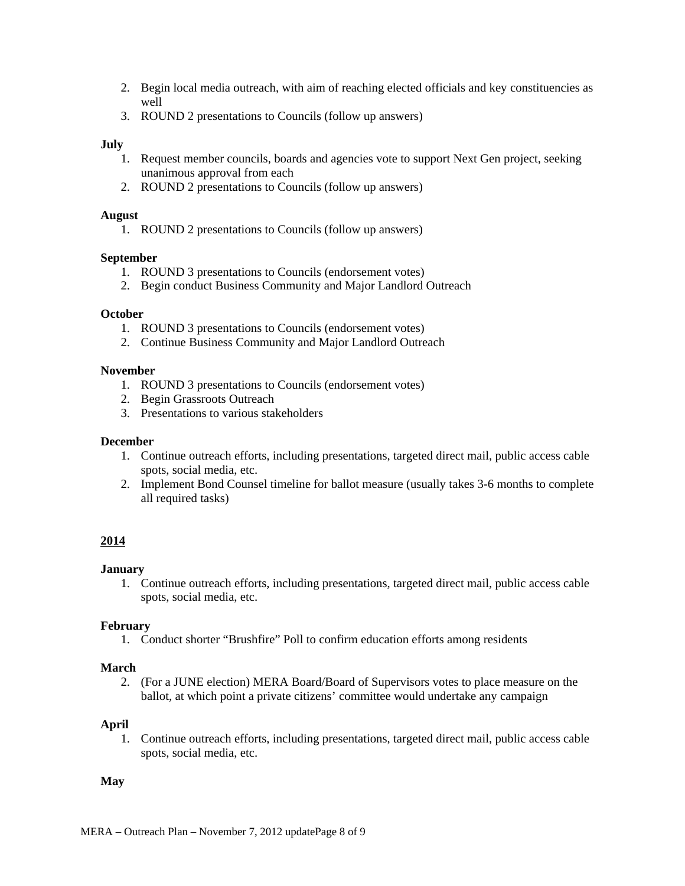2. Begin local media outreach, with aim of reaching elected officials and key constituencies as well
3. ROUND 2 presentations to Councils (follow up answers)

**July**

1. Request member councils, boards and agencies vote to support Next Gen project, seeking unanimous approval from each
2. ROUND 2 presentations to Councils (follow up answers)

**August**

1. ROUND 2 presentations to Councils (follow up answers)

**September**

1. ROUND 3 presentations to Councils (endorsement votes)
2. Begin conduct Business Community and Major Landlord Outreach

**October**

1. ROUND 3 presentations to Councils (endorsement votes)
2. Continue Business Community and Major Landlord Outreach

**November**

1. ROUND 3 presentations to Councils (endorsement votes)
2. Begin Grassroots Outreach
3. Presentations to various stakeholders

**December**

1. Continue outreach efforts, including presentations, targeted direct mail, public access cable spots, social media, etc.
2. Implement Bond Counsel timeline for ballot measure (usually takes 3-6 months to complete all required tasks)

## 2014

**January**

1. Continue outreach efforts, including presentations, targeted direct mail, public access cable spots, social media, etc.

**February**

1. Conduct shorter "Brushfire" Poll to confirm education efforts among residents

**March**

2. (For a JUNE election) MERA Board/Board of Supervisors votes to place measure on the ballot, at which point a private citizens' committee would undertake any campaign

**April**

1. Continue outreach efforts, including presentations, targeted direct mail, public access cable spots, social media, etc.

**May**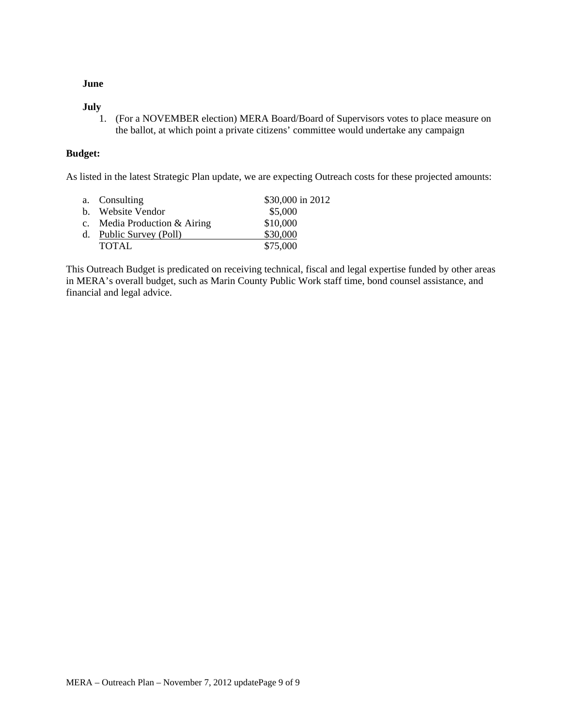**June**

**July**

1. (For a NOVEMBER election) MERA Board/Board of Supervisors votes to place measure on the ballot, at which point a private citizens' committee would undertake any campaign

**Budget:**

As listed in the latest Strategic Plan update, we are expecting Outreach costs for these projected amounts:

| | | |
|---|---|---|
| a. | Consulting | $30,000 in 2012 |
| b. | Website Vendor | $5,000 |
| c. | Media Production & Airing | $10,000 |
| d. | Public Survey (Poll) | $30,000 |
| | TOTAL | $75,000 |

This Outreach Budget is predicated on receiving technical, fiscal and legal expertise funded by other areas in MERA's overall budget, such as Marin County Public Work staff time, bond counsel assistance, and financial and legal advice.